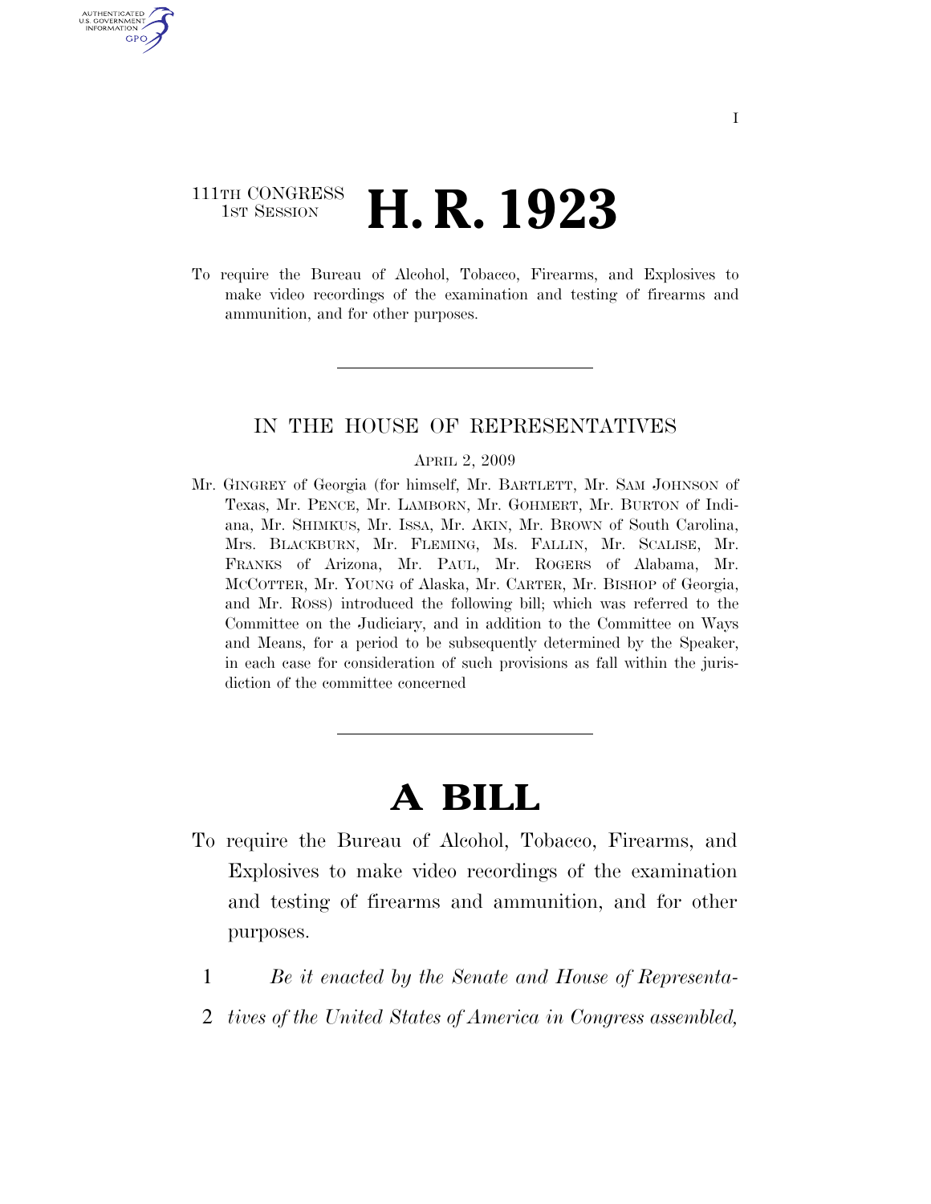111TH CONGRESS
1ST SESSION

# H. R. 1923

To require the Bureau of Alcohol, Tobacco, Firearms, and Explosives to make video recordings of the examination and testing of firearms and ammunition, and for other purposes.

---

IN THE HOUSE OF REPRESENTATIVES

APRIL 2, 2009

Mr. GINGREY of Georgia (for himself, Mr. BARTLETT, Mr. SAM JOHNSON of Texas, Mr. PENCE, Mr. LAMBORN, Mr. GOHMERT, Mr. BURTON of Indiana, Mr. SHIMKUS, Mr. ISSA, Mr. AKIN, Mr. BROWN of South Carolina, Mrs. BLACKBURN, Mr. FLEMING, Ms. FALLIN, Mr. SCALISE, Mr. FRANKS of Arizona, Mr. PAUL, Mr. ROGERS of Alabama, Mr. MCCOTTER, Mr. YOUNG of Alaska, Mr. CARTER, Mr. BISHOP of Georgia, and Mr. ROSS) introduced the following bill; which was referred to the Committee on the Judiciary, and in addition to the Committee on Ways and Means, for a period to be subsequently determined by the Speaker, in each case for consideration of such provisions as fall within the jurisdiction of the committee concerned

---

# A BILL

To require the Bureau of Alcohol, Tobacco, Firearms, and Explosives to make video recordings of the examination and testing of firearms and ammunition, and for other purposes.

1 *Be it enacted by the Senate and House of Representa-*
2 *tives of the United States of America in Congress assembled,*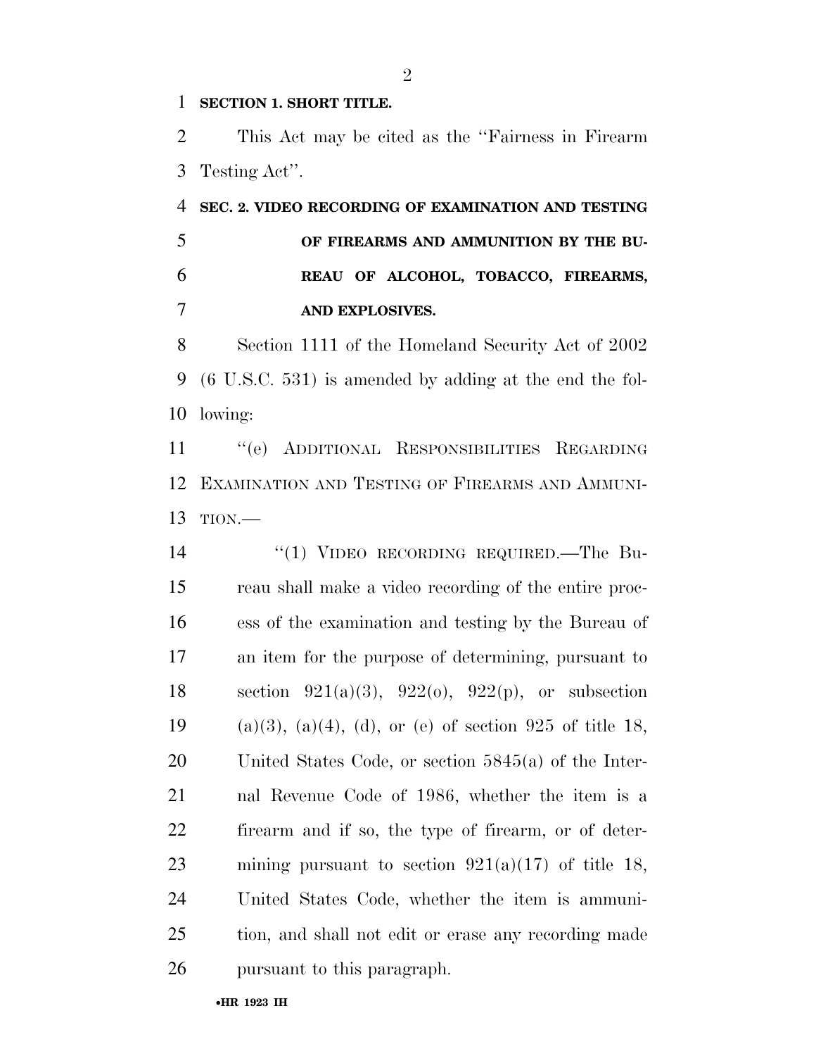**SECTION 1. SHORT TITLE.**

This Act may be cited as the "Fairness in Firearm Testing Act".

**SEC. 2. VIDEO RECORDING OF EXAMINATION AND TESTING OF FIREARMS AND AMMUNITION BY THE BUREAU OF ALCOHOL, TOBACCO, FIREARMS, AND EXPLOSIVES.**

Section 1111 of the Homeland Security Act of 2002 (6 U.S.C. 531) is amended by adding at the end the following:

"(e) ADDITIONAL RESPONSIBILITIES REGARDING EXAMINATION AND TESTING OF FIREARMS AND AMMUNITION.—

"(1) VIDEO RECORDING REQUIRED.—The Bureau shall make a video recording of the entire process of the examination and testing by the Bureau of an item for the purpose of determining, pursuant to section 921(a)(3), 922(o), 922(p), or subsection (a)(3), (a)(4), (d), or (e) of section 925 of title 18, United States Code, or section 5845(a) of the Internal Revenue Code of 1986, whether the item is a firearm and if so, the type of firearm, or of determining pursuant to section 921(a)(17) of title 18, United States Code, whether the item is ammunition, and shall not edit or erase any recording made pursuant to this paragraph.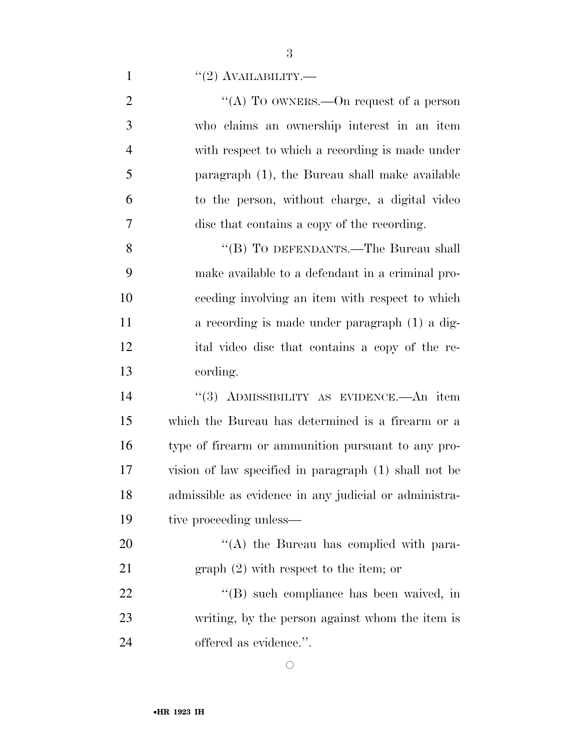"(2) AVAILABILITY.—

"(A) TO OWNERS.—On request of a person who claims an ownership interest in an item with respect to which a recording is made under paragraph (1), the Bureau shall make available to the person, without charge, a digital video disc that contains a copy of the recording.

"(B) TO DEFENDANTS.—The Bureau shall make available to a defendant in a criminal proceeding involving an item with respect to which a recording is made under paragraph (1) a digital video disc that contains a copy of the recording.

"(3) ADMISSIBILITY AS EVIDENCE.—An item which the Bureau has determined is a firearm or a type of firearm or ammunition pursuant to any provision of law specified in paragraph (1) shall not be admissible as evidence in any judicial or administrative proceeding unless—

"(A) the Bureau has complied with paragraph (2) with respect to the item; or

"(B) such compliance has been waived, in writing, by the person against whom the item is offered as evidence.".

○